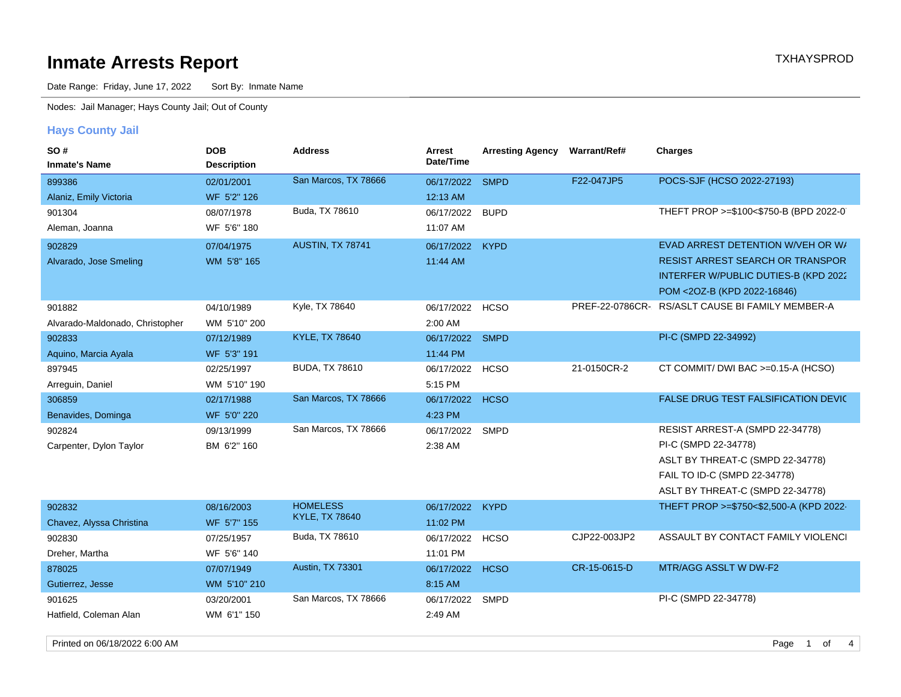# Inmate Arrests Report

TXHAYSPROD

Date Range: Friday, June 17, 2022 Sort By: Inmate Name

Nodes: Jail Manager; Hays County Jail; Out of County

## Hays County Jail

| SO # / Inmate's Name | DOB / Description | Address | Arrest Date/Time | Arresting Agency | Warrant/Ref# | Charges |
|---|---|---|---|---|---|---|
| 899386<br>Alaniz, Emily Victoria | 02/01/2001<br>WF 5'2" 126 | San Marcos, TX 78666 | 06/17/2022<br>12:13 AM | SMPD | F22-047JP5 | POCS-SJF (HCSO 2022-27193) |
| 901304<br>Aleman, Joanna | 08/07/1978<br>WF 5'6" 180 | Buda, TX 78610 | 06/17/2022<br>11:07 AM | BUPD | | THEFT PROP >=$100<$750-B (BPD 2022-0 |
| 902829<br>Alvarado, Jose Smeling | 07/04/1975<br>WM 5'8" 165 | AUSTIN, TX 78741 | 06/17/2022<br>11:44 AM | KYPD | | EVAD ARREST DETENTION W/VEH OR W/<br>RESIST ARREST SEARCH OR TRANSPOR<br>INTERFER W/PUBLIC DUTIES-B (KPD 2022<br>POM <2OZ-B (KPD 2022-16846) |
| 901882<br>Alvarado-Maldonado, Christopher | 04/10/1989<br>WM 5'10" 200 | Kyle, TX 78640 | 06/17/2022<br>2:00 AM | HCSO | PREF-22-0786CR- | RS/ASLT CAUSE BI FAMILY MEMBER-A |
| 902833<br>Aquino, Marcia Ayala | 07/12/1989<br>WF 5'3" 191 | KYLE, TX 78640 | 06/17/2022<br>11:44 PM | SMPD | | PI-C (SMPD 22-34992) |
| 897945<br>Arreguin, Daniel | 02/25/1997<br>WM 5'10" 190 | BUDA, TX 78610 | 06/17/2022<br>5:15 PM | HCSO | 21-0150CR-2 | CT COMMIT/ DWI BAC >=0.15-A (HCSO) |
| 306859<br>Benavides, Dominga | 02/17/1988<br>WF 5'0" 220 | San Marcos, TX 78666 | 06/17/2022<br>4:23 PM | HCSO | | FALSE DRUG TEST FALSIFICATION DEVIC |
| 902824<br>Carpenter, Dylon Taylor | 09/13/1999<br>BM 6'2" 160 | San Marcos, TX 78666 | 06/17/2022<br>2:38 AM | SMPD | | RESIST ARREST-A (SMPD 22-34778)<br>PI-C (SMPD 22-34778)<br>ASLT BY THREAT-C (SMPD 22-34778)<br>FAIL TO ID-C (SMPD 22-34778)<br>ASLT BY THREAT-C (SMPD 22-34778) |
| 902832<br>Chavez, Alyssa Christina | 08/16/2003<br>WF 5'7" 155 | HOMELESS<br>KYLE, TX 78640 | 06/17/2022<br>11:02 PM | KYPD | | THEFT PROP >=$750<$2,500-A (KPD 2022- |
| 902830<br>Dreher, Martha | 07/25/1957<br>WF 5'6" 140 | Buda, TX 78610 | 06/17/2022<br>11:01 PM | HCSO | CJP22-003JP2 | ASSAULT BY CONTACT FAMILY VIOLENCI |
| 878025<br>Gutierrez, Jesse | 07/07/1949<br>WM 5'10" 210 | Austin, TX 73301 | 06/17/2022<br>8:15 AM | HCSO | CR-15-0615-D | MTR/AGG ASSLT W DW-F2 |
| 901625<br>Hatfield, Coleman Alan | 03/20/2001<br>WM 6'1" 150 | San Marcos, TX 78666 | 06/17/2022<br>2:49 AM | SMPD | | PI-C (SMPD 22-34778) |

Printed on 06/18/2022 6:00 AM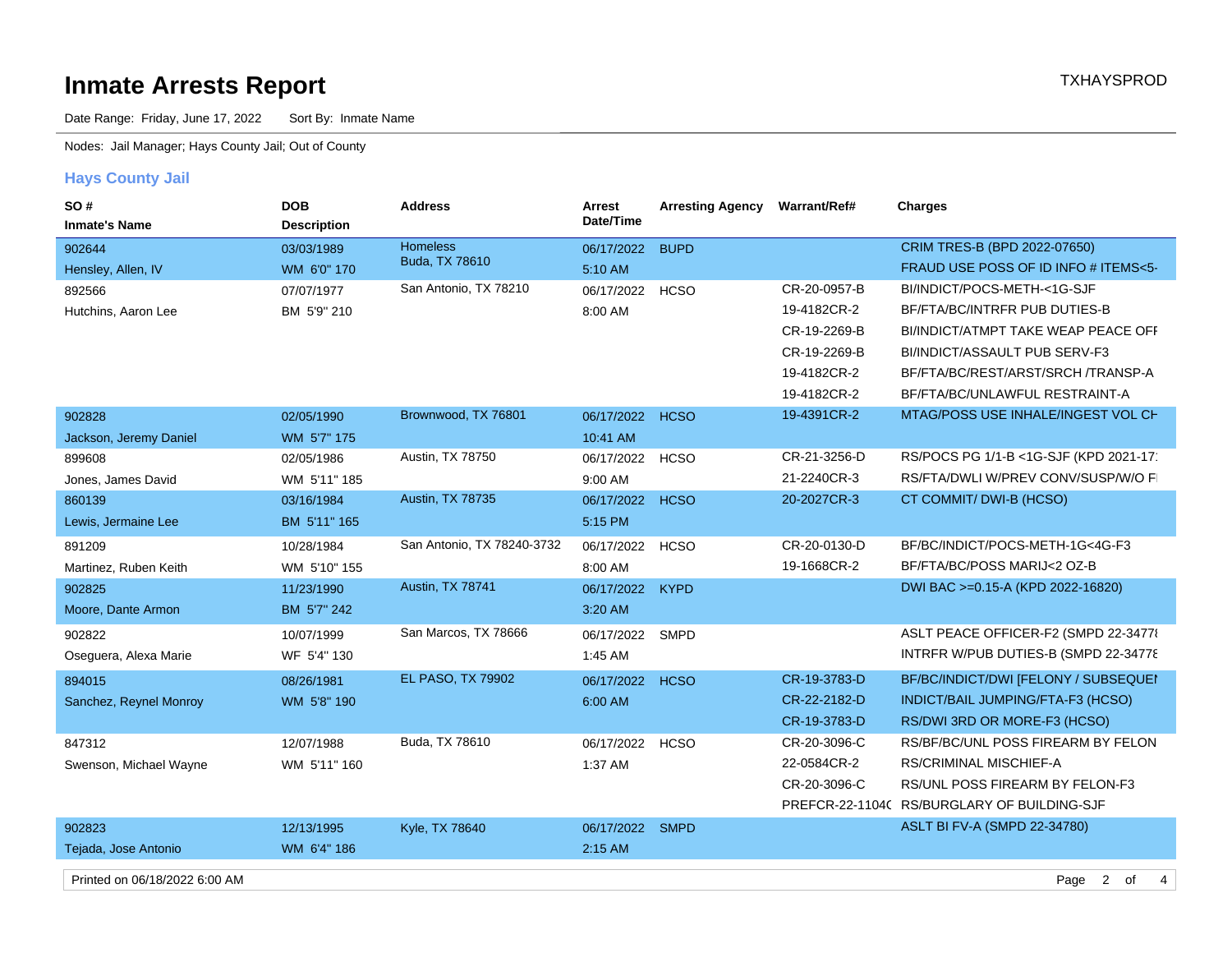# Inmate Arrests Report

TXHAYSPROD

Date Range: Friday, June 17, 2022    Sort By: Inmate Name

Nodes: Jail Manager; Hays County Jail; Out of County

## Hays County Jail

| SO # / Inmate's Name | DOB / Description | Address | Arrest Date/Time | Arresting Agency | Warrant/Ref# | Charges |
|---|---|---|---|---|---|---|
| 902644 | 03/03/1989 | Homeless | 06/17/2022 | BUPD | | CRIM TRES-B (BPD 2022-07650) |
| Hensley, Allen, IV | WM 6'0" 170 | Buda, TX 78610 | 5:10 AM | | | FRAUD USE POSS OF ID INFO # ITEMS<5- |
| 892566 | 07/07/1977 | San Antonio, TX 78210 | 06/17/2022 | HCSO | CR-20-0957-B | BI/INDICT/POCS-METH-<1G-SJF |
| Hutchins, Aaron Lee | BM 5'9" 210 | | 8:00 AM | | 19-4182CR-2 | BF/FTA/BC/INTRFR PUB DUTIES-B |
| | | | | | CR-19-2269-B | BI/INDICT/ATMPT TAKE WEAP PEACE OFI |
| | | | | | CR-19-2269-B | BI/INDICT/ASSAULT PUB SERV-F3 |
| | | | | | 19-4182CR-2 | BF/FTA/BC/REST/ARST/SRCH /TRANSP-A |
| | | | | | 19-4182CR-2 | BF/FTA/BC/UNLAWFUL RESTRAINT-A |
| 902828 | 02/05/1990 | Brownwood, TX 76801 | 06/17/2022 | HCSO | 19-4391CR-2 | MTAG/POSS USE INHALE/INGEST VOL CH |
| Jackson, Jeremy Daniel | WM 5'7" 175 | | 10:41 AM | | | |
| 899608 | 02/05/1986 | Austin, TX 78750 | 06/17/2022 | HCSO | CR-21-3256-D | RS/POCS PG 1/1-B <1G-SJF (KPD 2021-17 |
| Jones, James David | WM 5'11" 185 | | 9:00 AM | | 21-2240CR-3 | RS/FTA/DWLI W/PREV CONV/SUSP/W/O FI |
| 860139 | 03/16/1984 | Austin, TX 78735 | 06/17/2022 | HCSO | 20-2027CR-3 | CT COMMIT/ DWI-B (HCSO) |
| Lewis, Jermaine Lee | BM 5'11" 165 | | 5:15 PM | | | |
| 891209 | 10/28/1984 | San Antonio, TX 78240-3732 | 06/17/2022 | HCSO | CR-20-0130-D | BF/BC/INDICT/POCS-METH-1G<4G-F3 |
| Martinez, Ruben Keith | WM 5'10" 155 | | 8:00 AM | | 19-1668CR-2 | BF/FTA/BC/POSS MARIJ<2 OZ-B |
| 902825 | 11/23/1990 | Austin, TX 78741 | 06/17/2022 | KYPD | | DWI BAC >=0.15-A (KPD 2022-16820) |
| Moore, Dante Armon | BM 5'7" 242 | | 3:20 AM | | | |
| 902822 | 10/07/1999 | San Marcos, TX 78666 | 06/17/2022 | SMPD | | ASLT PEACE OFFICER-F2 (SMPD 22-3477 |
| Oseguera, Alexa Marie | WF 5'4" 130 | | 1:45 AM | | | INTRFR W/PUB DUTIES-B (SMPD 22-3477 |
| 894015 | 08/26/1981 | EL PASO, TX 79902 | 06/17/2022 | HCSO | CR-19-3783-D | BF/BC/INDICT/DWI [FELONY / SUBSEQUE |
| Sanchez, Reynel Monroy | WM 5'8" 190 | | 6:00 AM | | CR-22-2182-D | INDICT/BAIL JUMPING/FTA-F3 (HCSO) |
| | | | | | CR-19-3783-D | RS/DWI 3RD OR MORE-F3 (HCSO) |
| 847312 | 12/07/1988 | Buda, TX 78610 | 06/17/2022 | HCSO | CR-20-3096-C | RS/BF/BC/UNL POSS FIREARM BY FELON |
| Swenson, Michael Wayne | WM 5'11" 160 | | 1:37 AM | | 22-0584CR-2 | RS/CRIMINAL MISCHIEF-A |
| | | | | | CR-20-3096-C | RS/UNL POSS FIREARM BY FELON-F3 |
| | | | | | PREFCR-22-1104( | RS/BURGLARY OF BUILDING-SJF |
| 902823 | 12/13/1995 | Kyle, TX 78640 | 06/17/2022 | SMPD | | ASLT BI FV-A (SMPD 22-34780) |
| Tejada, Jose Antonio | WM 6'4" 186 | | 2:15 AM | | | |

Printed on 06/18/2022 6:00 AM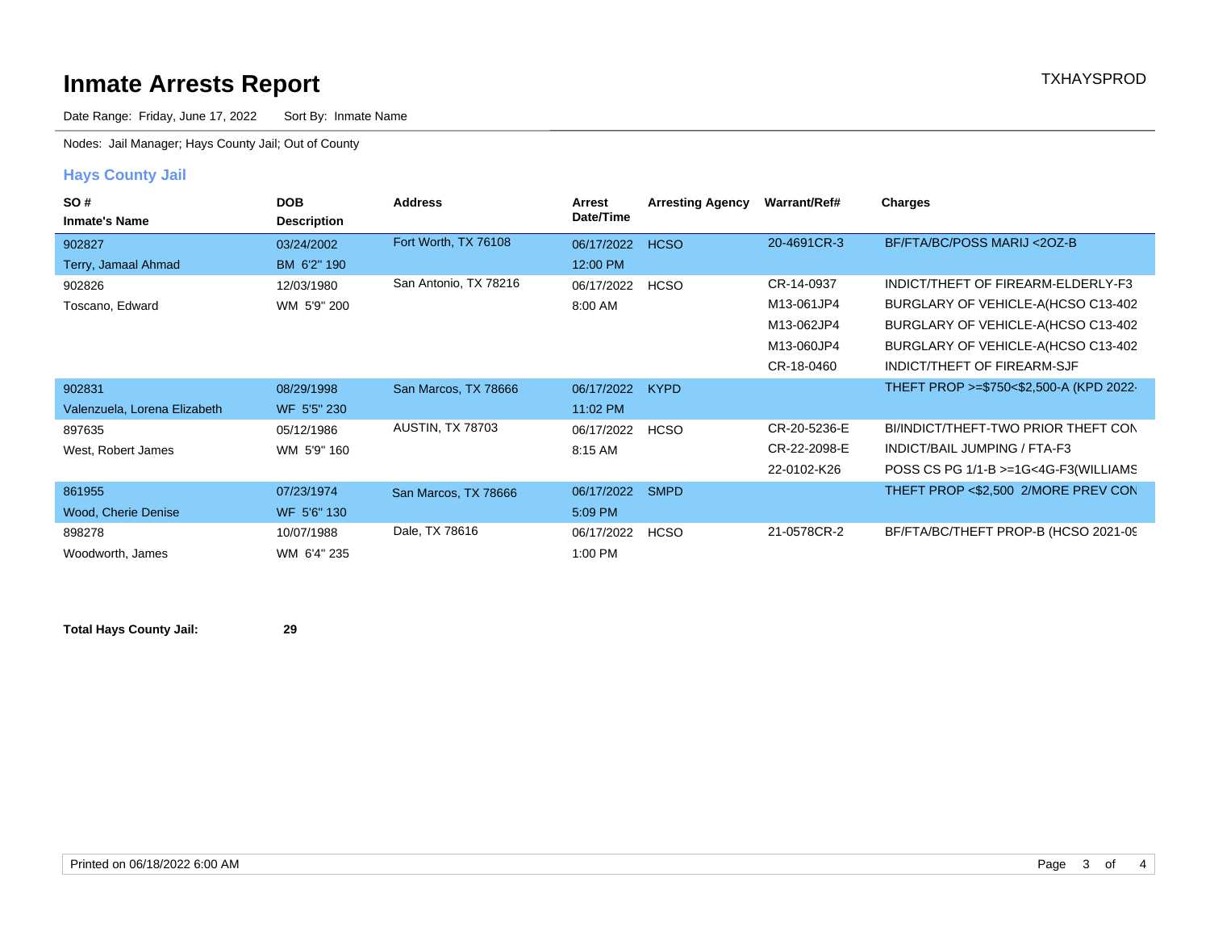# Inmate Arrests Report

TXHAYSPROD

Date Range: Friday, June 17, 2022    Sort By: Inmate Name

Nodes: Jail Manager; Hays County Jail; Out of County

## Hays County Jail

| SO # / Inmate's Name | DOB / Description | Address | Arrest Date/Time | Arresting Agency | Warrant/Ref# | Charges |
|---|---|---|---|---|---|---|
| 902827<br>Terry, Jamaal Ahmad | 03/24/2002<br>BM 6'2" 190 | Fort Worth, TX 76108 | 06/17/2022<br>12:00 PM | HCSO | 20-4691CR-3 | BF/FTA/BC/POSS MARIJ <2OZ-B |
| 902826<br>Toscano, Edward | 12/03/1980<br>WM 5'9" 200 | San Antonio, TX 78216 | 06/17/2022<br>8:00 AM | HCSO | CR-14-0937 | INDICT/THEFT OF FIREARM-ELDERLY-F3 |
| | | | | | M13-061JP4 | BURGLARY OF VEHICLE-A(HCSO C13-402 |
| | | | | | M13-062JP4 | BURGLARY OF VEHICLE-A(HCSO C13-402 |
| | | | | | M13-060JP4 | BURGLARY OF VEHICLE-A(HCSO C13-402 |
| | | | | | CR-18-0460 | INDICT/THEFT OF FIREARM-SJF |
| 902831<br>Valenzuela, Lorena Elizabeth | 08/29/1998<br>WF 5'5" 230 | San Marcos, TX 78666 | 06/17/2022<br>11:02 PM | KYPD | | THEFT PROP >=$750<$2,500-A (KPD 2022- |
| 897635<br>West, Robert James | 05/12/1986<br>WM 5'9" 160 | AUSTIN, TX 78703 | 06/17/2022<br>8:15 AM | HCSO | CR-20-5236-E | BI/INDICT/THEFT-TWO PRIOR THEFT CON |
| | | | | | CR-22-2098-E | INDICT/BAIL JUMPING / FTA-F3 |
| | | | | | 22-0102-K26 | POSS CS PG 1/1-B >=1G<4G-F3(WILLIAMS |
| 861955<br>Wood, Cherie Denise | 07/23/1974<br>WF 5'6" 130 | San Marcos, TX 78666 | 06/17/2022<br>5:09 PM | SMPD | | THEFT PROP <$2,500 2/MORE PREV CON |
| 898278<br>Woodworth, James | 10/07/1988<br>WM 6'4" 235 | Dale, TX 78616 | 06/17/2022<br>1:00 PM | HCSO | 21-0578CR-2 | BF/FTA/BC/THEFT PROP-B (HCSO 2021-09 |

**Total Hays County Jail:** **29**

Printed on 06/18/2022 6:00 AM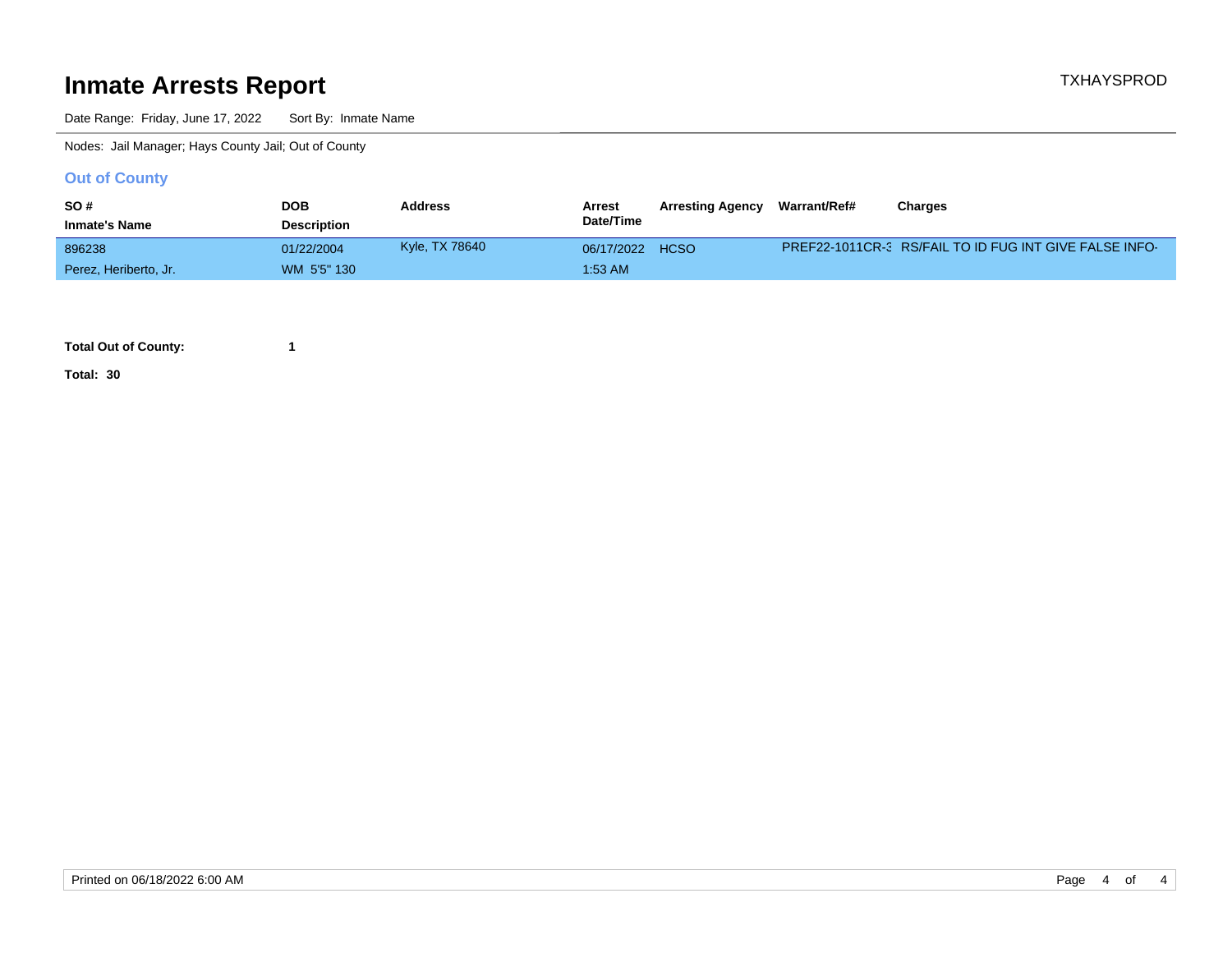# Inmate Arrests Report

TXHAYSPROD

Date Range: Friday, June 17, 2022 Sort By: Inmate Name

Nodes: Jail Manager; Hays County Jail; Out of County

## Out of County

| SO # / Inmate's Name | DOB / Description | Address | Arrest Date/Time | Arresting Agency | Warrant/Ref# | Charges |
|---|---|---|---|---|---|---|
| 896238<br>Perez, Heriberto, Jr. | 01/22/2004<br>WM 5'5" 130 | Kyle, TX 78640 | 06/17/2022<br>1:53 AM | HCSO | PREF22-1011CR-3 | RS/FAIL TO ID FUG INT GIVE FALSE INFO- |

**Total Out of County:** **1**

**Total: 30**

Printed on 06/18/2022 6:00 AM